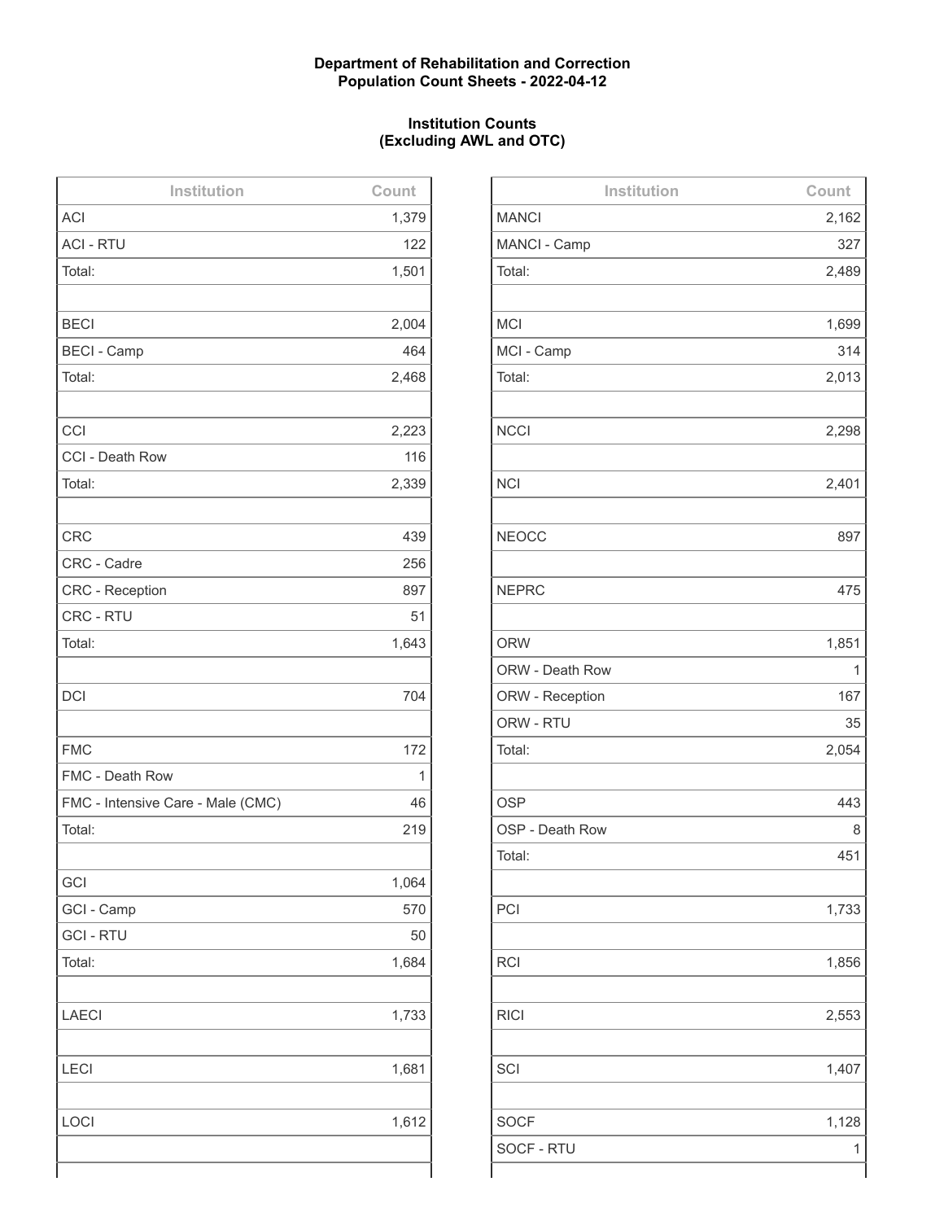**Department of Rehabilitation and Correction**
**Population Count Sheets - 2022-04-12**

**Institution Counts**
**(Excluding AWL and OTC)**

| Institution | Count |
|---|---|
| ACI | 1,379 |
| ACI - RTU | 122 |
| Total: | 1,501 |
| | |
| BECI | 2,004 |
| BECI - Camp | 464 |
| Total: | 2,468 |
| | |
| CCI | 2,223 |
| CCI - Death Row | 116 |
| Total: | 2,339 |
| | |
| CRC | 439 |
| CRC - Cadre | 256 |
| CRC - Reception | 897 |
| CRC - RTU | 51 |
| Total: | 1,643 |
| | |
| DCI | 704 |
| | |
| FMC | 172 |
| FMC - Death Row | 1 |
| FMC - Intensive Care - Male (CMC) | 46 |
| Total: | 219 |
| | |
| GCI | 1,064 |
| GCI - Camp | 570 |
| GCI - RTU | 50 |
| Total: | 1,684 |
| | |
| LAECI | 1,733 |
| | |
| LECI | 1,681 |
| | |
| LOCI | 1,612 |
| | |

| Institution | Count |
|---|---|
| MANCI | 2,162 |
| MANCI - Camp | 327 |
| Total: | 2,489 |
| | |
| MCI | 1,699 |
| MCI - Camp | 314 |
| Total: | 2,013 |
| | |
| NCCI | 2,298 |
| | |
| NCI | 2,401 |
| | |
| NEOCC | 897 |
| | |
| NEPRC | 475 |
| | |
| ORW | 1,851 |
| ORW - Death Row | 1 |
| ORW - Reception | 167 |
| ORW - RTU | 35 |
| Total: | 2,054 |
| | |
| OSP | 443 |
| OSP - Death Row | 8 |
| Total: | 451 |
| | |
| PCI | 1,733 |
| | |
| RCI | 1,856 |
| | |
| RICI | 2,553 |
| | |
| SCI | 1,407 |
| | |
| SOCF | 1,128 |
| SOCF - RTU | 1 |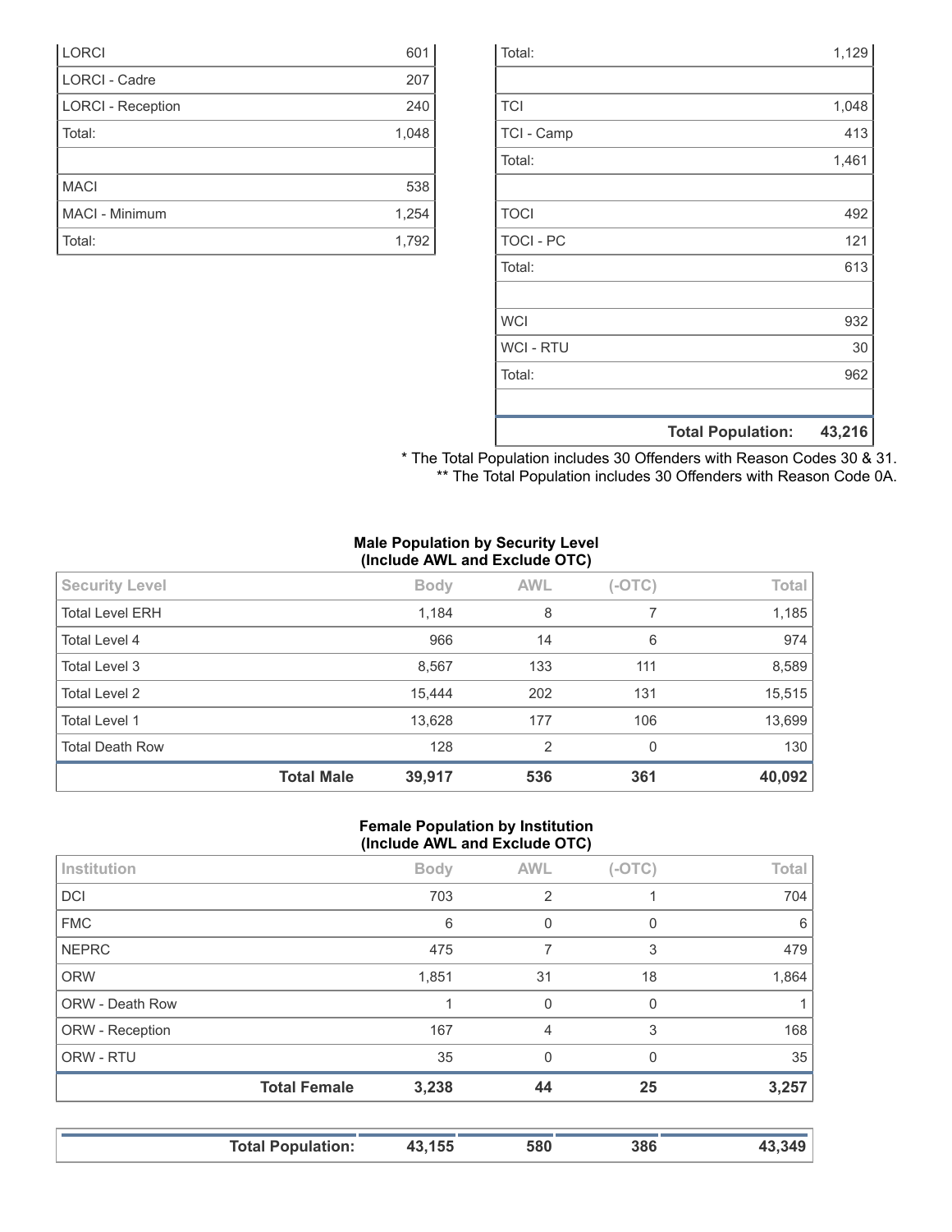| | |
|---|---|
| LORCI | 601 |
| LORCI - Cadre | 207 |
| LORCI - Reception | 240 |
| Total: | 1,048 |
| | |
| MACI | 538 |
| MACI - Minimum | 1,254 |
| Total: | 1,792 |

| | |
|---|---|
| Total: | 1,129 |
| | |
| TCI | 1,048 |
| TCI - Camp | 413 |
| Total: | 1,461 |
| | |
| TOCI | 492 |
| TOCI - PC | 121 |
| Total: | 613 |
| | |
| WCI | 932 |
| WCI - RTU | 30 |
| Total: | 962 |
| | |
| **Total Population:** | **43,216** |

* The Total Population includes 30 Offenders with Reason Codes 30 & 31.
** The Total Population includes 30 Offenders with Reason Code 0A.

**Male Population by Security Level (Include AWL and Exclude OTC)**

| Security Level | Body | AWL | (-OTC) | Total |
|---|---|---|---|---|
| Total Level ERH | 1,184 | 8 | 7 | 1,185 |
| Total Level 4 | 966 | 14 | 6 | 974 |
| Total Level 3 | 8,567 | 133 | 111 | 8,589 |
| Total Level 2 | 15,444 | 202 | 131 | 15,515 |
| Total Level 1 | 13,628 | 177 | 106 | 13,699 |
| Total Death Row | 128 | 2 | 0 | 130 |
| **Total Male** | **39,917** | **536** | **361** | **40,092** |

**Female Population by Institution (Include AWL and Exclude OTC)**

| Institution | Body | AWL | (-OTC) | Total |
|---|---|---|---|---|
| DCI | 703 | 2 | 1 | 704 |
| FMC | 6 | 0 | 0 | 6 |
| NEPRC | 475 | 7 | 3 | 479 |
| ORW | 1,851 | 31 | 18 | 1,864 |
| ORW - Death Row | 1 | 0 | 0 | 1 |
| ORW - Reception | 167 | 4 | 3 | 168 |
| ORW - RTU | 35 | 0 | 0 | 35 |
| **Total Female** | **3,238** | **44** | **25** | **3,257** |

| | | | | |
|---|---|---|---|---|
| **Total Population:** | **43,155** | **580** | **386** | **43,349** |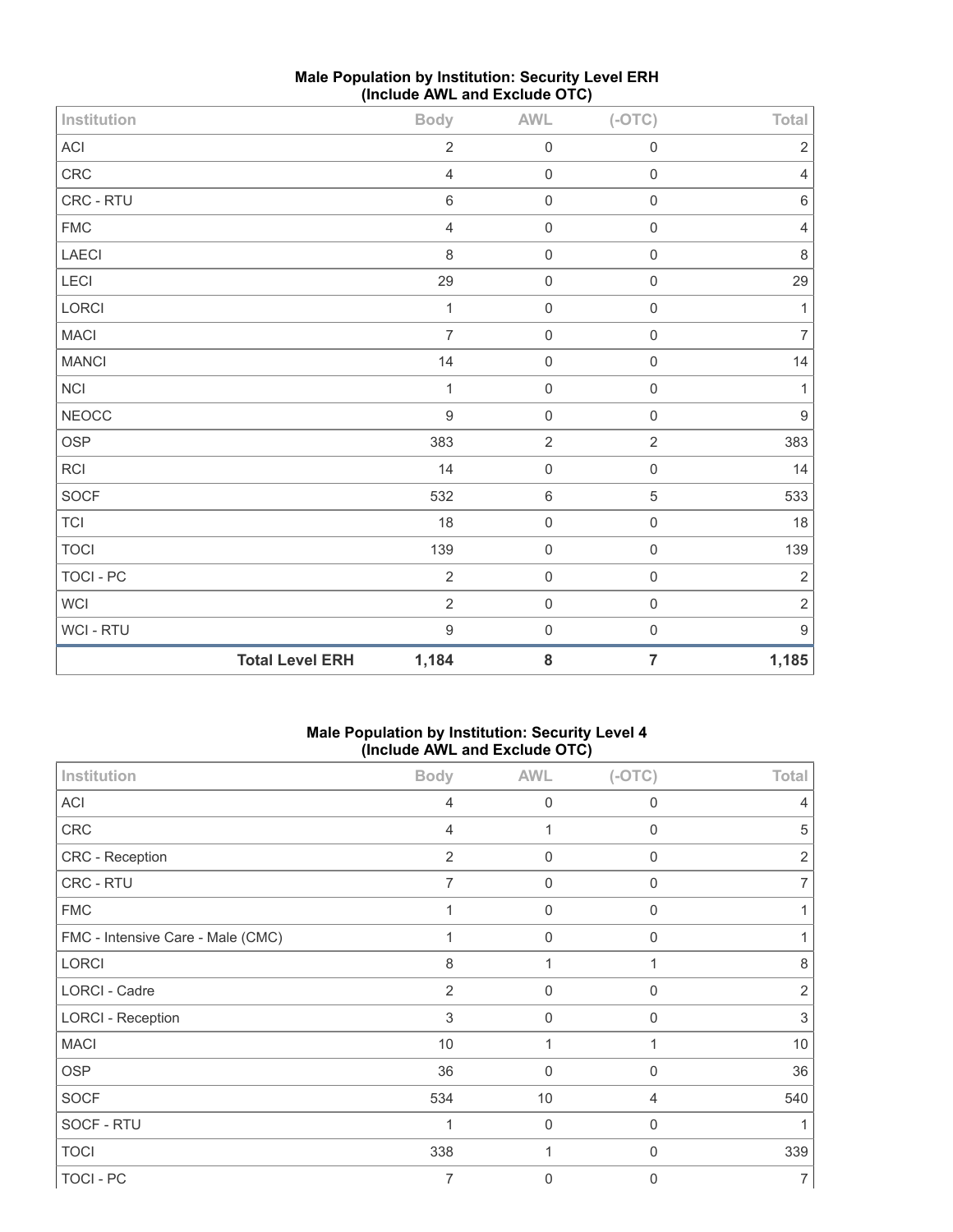## Male Population by Institution: Security Level ERH (Include AWL and Exclude OTC)

| Institution | Body | AWL | (-OTC) | Total |
|---|---|---|---|---|
| ACI | 2 | 0 | 0 | 2 |
| CRC | 4 | 0 | 0 | 4 |
| CRC - RTU | 6 | 0 | 0 | 6 |
| FMC | 4 | 0 | 0 | 4 |
| LAECI | 8 | 0 | 0 | 8 |
| LECI | 29 | 0 | 0 | 29 |
| LORCI | 1 | 0 | 0 | 1 |
| MACI | 7 | 0 | 0 | 7 |
| MANCI | 14 | 0 | 0 | 14 |
| NCI | 1 | 0 | 0 | 1 |
| NEOCC | 9 | 0 | 0 | 9 |
| OSP | 383 | 2 | 2 | 383 |
| RCI | 14 | 0 | 0 | 14 |
| SOCF | 532 | 6 | 5 | 533 |
| TCI | 18 | 0 | 0 | 18 |
| TOCI | 139 | 0 | 0 | 139 |
| TOCI - PC | 2 | 0 | 0 | 2 |
| WCI | 2 | 0 | 0 | 2 |
| WCI - RTU | 9 | 0 | 0 | 9 |
| **Total Level ERH** | **1,184** | **8** | **7** | **1,185** |

## Male Population by Institution: Security Level 4 (Include AWL and Exclude OTC)

| Institution | Body | AWL | (-OTC) | Total |
|---|---|---|---|---|
| ACI | 4 | 0 | 0 | 4 |
| CRC | 4 | 1 | 0 | 5 |
| CRC - Reception | 2 | 0 | 0 | 2 |
| CRC - RTU | 7 | 0 | 0 | 7 |
| FMC | 1 | 0 | 0 | 1 |
| FMC - Intensive Care - Male (CMC) | 1 | 0 | 0 | 1 |
| LORCI | 8 | 1 | 1 | 8 |
| LORCI - Cadre | 2 | 0 | 0 | 2 |
| LORCI - Reception | 3 | 0 | 0 | 3 |
| MACI | 10 | 1 | 1 | 10 |
| OSP | 36 | 0 | 0 | 36 |
| SOCF | 534 | 10 | 4 | 540 |
| SOCF - RTU | 1 | 0 | 0 | 1 |
| TOCI | 338 | 1 | 0 | 339 |
| TOCI - PC | 7 | 0 | 0 | 7 |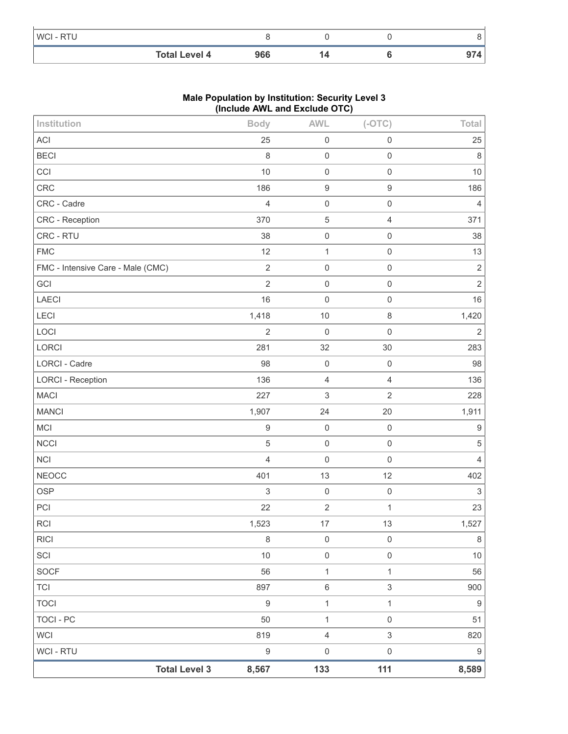| | Body | AWL | (-OTC) | Total |
|---|---|---|---|---|
| WCI - RTU | 8 | 0 | 0 | 8 |
| **Total Level 4** | **966** | **14** | **6** | **974** |

**Male Population by Institution: Security Level 3**
**(Include AWL and Exclude OTC)**

| Institution | Body | AWL | (-OTC) | Total |
|---|---|---|---|---|
| ACI | 25 | 0 | 0 | 25 |
| BECI | 8 | 0 | 0 | 8 |
| CCI | 10 | 0 | 0 | 10 |
| CRC | 186 | 9 | 9 | 186 |
| CRC - Cadre | 4 | 0 | 0 | 4 |
| CRC - Reception | 370 | 5 | 4 | 371 |
| CRC - RTU | 38 | 0 | 0 | 38 |
| FMC | 12 | 1 | 0 | 13 |
| FMC - Intensive Care - Male (CMC) | 2 | 0 | 0 | 2 |
| GCI | 2 | 0 | 0 | 2 |
| LAECI | 16 | 0 | 0 | 16 |
| LECI | 1,418 | 10 | 8 | 1,420 |
| LOCI | 2 | 0 | 0 | 2 |
| LORCI | 281 | 32 | 30 | 283 |
| LORCI - Cadre | 98 | 0 | 0 | 98 |
| LORCI - Reception | 136 | 4 | 4 | 136 |
| MACI | 227 | 3 | 2 | 228 |
| MANCI | 1,907 | 24 | 20 | 1,911 |
| MCI | 9 | 0 | 0 | 9 |
| NCCI | 5 | 0 | 0 | 5 |
| NCI | 4 | 0 | 0 | 4 |
| NEOCC | 401 | 13 | 12 | 402 |
| OSP | 3 | 0 | 0 | 3 |
| PCI | 22 | 2 | 1 | 23 |
| RCI | 1,523 | 17 | 13 | 1,527 |
| RICI | 8 | 0 | 0 | 8 |
| SCI | 10 | 0 | 0 | 10 |
| SOCF | 56 | 1 | 1 | 56 |
| TCI | 897 | 6 | 3 | 900 |
| TOCI | 9 | 1 | 1 | 9 |
| TOCI - PC | 50 | 1 | 0 | 51 |
| WCI | 819 | 4 | 3 | 820 |
| WCI - RTU | 9 | 0 | 0 | 9 |
| **Total Level 3** | **8,567** | **133** | **111** | **8,589** |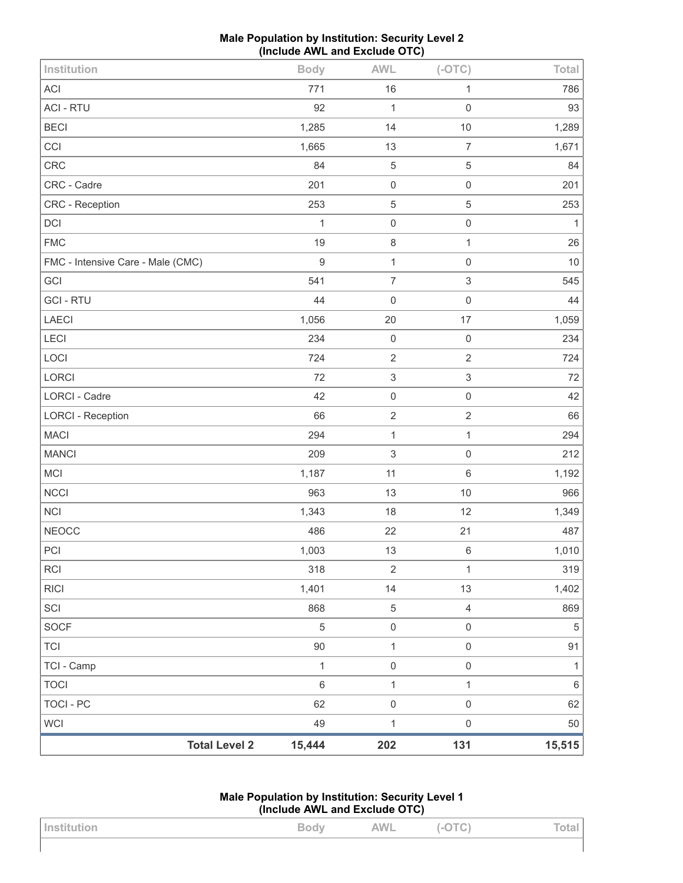**Male Population by Institution: Security Level 2**
**(Include AWL and Exclude OTC)**

| Institution | Body | AWL | (-OTC) | Total |
|---|---|---|---|---|
| ACI | 771 | 16 | 1 | 786 |
| ACI - RTU | 92 | 1 | 0 | 93 |
| BECI | 1,285 | 14 | 10 | 1,289 |
| CCI | 1,665 | 13 | 7 | 1,671 |
| CRC | 84 | 5 | 5 | 84 |
| CRC - Cadre | 201 | 0 | 0 | 201 |
| CRC - Reception | 253 | 5 | 5 | 253 |
| DCI | 1 | 0 | 0 | 1 |
| FMC | 19 | 8 | 1 | 26 |
| FMC - Intensive Care - Male (CMC) | 9 | 1 | 0 | 10 |
| GCI | 541 | 7 | 3 | 545 |
| GCI - RTU | 44 | 0 | 0 | 44 |
| LAECI | 1,056 | 20 | 17 | 1,059 |
| LECI | 234 | 0 | 0 | 234 |
| LOCI | 724 | 2 | 2 | 724 |
| LORCI | 72 | 3 | 3 | 72 |
| LORCI - Cadre | 42 | 0 | 0 | 42 |
| LORCI - Reception | 66 | 2 | 2 | 66 |
| MACI | 294 | 1 | 1 | 294 |
| MANCI | 209 | 3 | 0 | 212 |
| MCI | 1,187 | 11 | 6 | 1,192 |
| NCCI | 963 | 13 | 10 | 966 |
| NCI | 1,343 | 18 | 12 | 1,349 |
| NEOCC | 486 | 22 | 21 | 487 |
| PCI | 1,003 | 13 | 6 | 1,010 |
| RCI | 318 | 2 | 1 | 319 |
| RICI | 1,401 | 14 | 13 | 1,402 |
| SCI | 868 | 5 | 4 | 869 |
| SOCF | 5 | 0 | 0 | 5 |
| TCI | 90 | 1 | 0 | 91 |
| TCI - Camp | 1 | 0 | 0 | 1 |
| TOCI | 6 | 1 | 1 | 6 |
| TOCI - PC | 62 | 0 | 0 | 62 |
| WCI | 49 | 1 | 0 | 50 |
| **Total Level 2** | **15,444** | **202** | **131** | **15,515** |

**Male Population by Institution: Security Level 1**
**(Include AWL and Exclude OTC)**

| Institution | Body | AWL | (-OTC) | Total |
|---|---|---|---|---|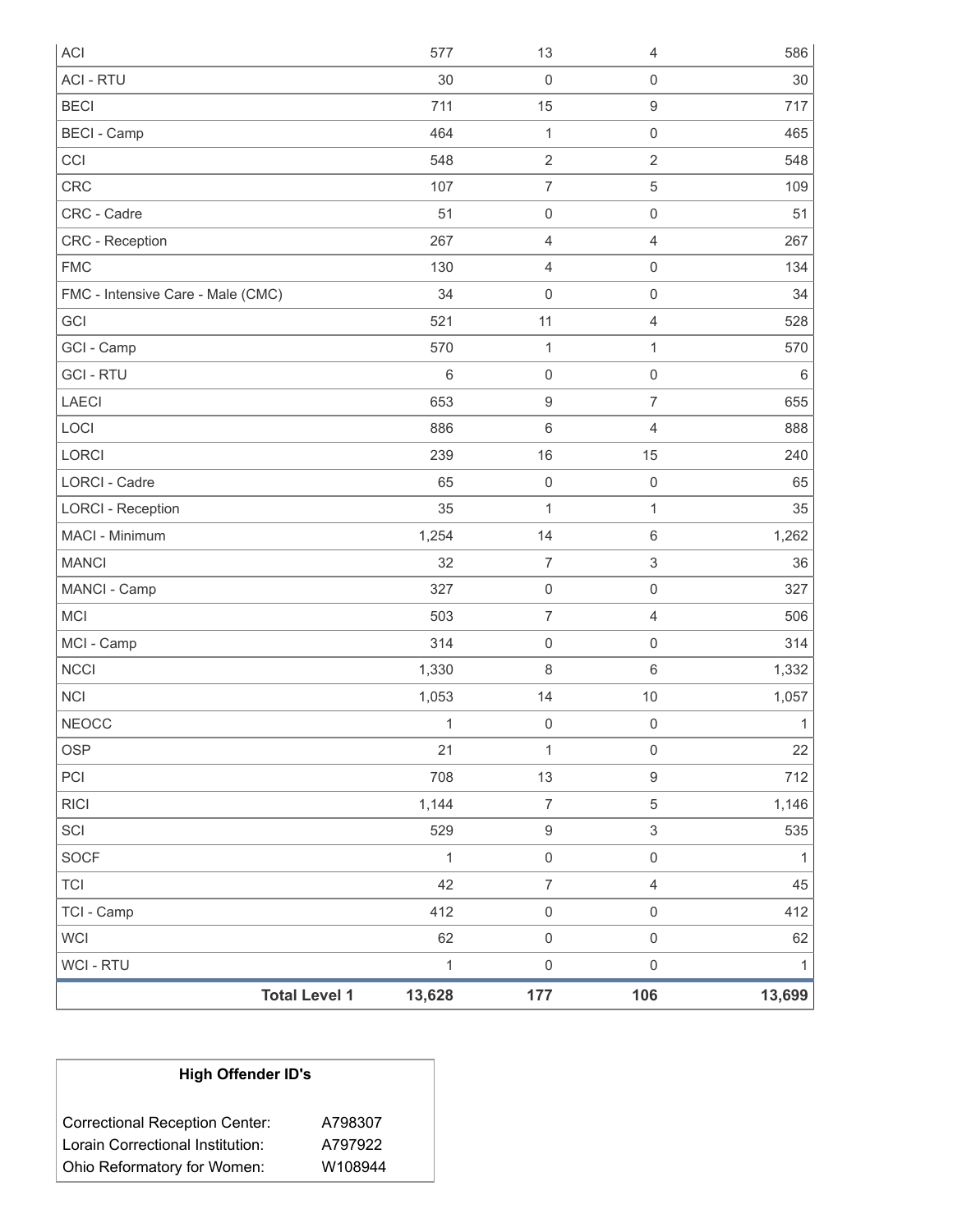| | | | | |
|---|---|---|---|---|
| ACI | 577 | 13 | 4 | 586 |
| ACI - RTU | 30 | 0 | 0 | 30 |
| BECI | 711 | 15 | 9 | 717 |
| BECI - Camp | 464 | 1 | 0 | 465 |
| CCI | 548 | 2 | 2 | 548 |
| CRC | 107 | 7 | 5 | 109 |
| CRC - Cadre | 51 | 0 | 0 | 51 |
| CRC - Reception | 267 | 4 | 4 | 267 |
| FMC | 130 | 4 | 0 | 134 |
| FMC - Intensive Care - Male (CMC) | 34 | 0 | 0 | 34 |
| GCI | 521 | 11 | 4 | 528 |
| GCI - Camp | 570 | 1 | 1 | 570 |
| GCI - RTU | 6 | 0 | 0 | 6 |
| LAECI | 653 | 9 | 7 | 655 |
| LOCI | 886 | 6 | 4 | 888 |
| LORCI | 239 | 16 | 15 | 240 |
| LORCI - Cadre | 65 | 0 | 0 | 65 |
| LORCI - Reception | 35 | 1 | 1 | 35 |
| MACI - Minimum | 1,254 | 14 | 6 | 1,262 |
| MANCI | 32 | 7 | 3 | 36 |
| MANCI - Camp | 327 | 0 | 0 | 327 |
| MCI | 503 | 7 | 4 | 506 |
| MCI - Camp | 314 | 0 | 0 | 314 |
| NCCI | 1,330 | 8 | 6 | 1,332 |
| NCI | 1,053 | 14 | 10 | 1,057 |
| NEOCC | 1 | 0 | 0 | 1 |
| OSP | 21 | 1 | 0 | 22 |
| PCI | 708 | 13 | 9 | 712 |
| RICI | 1,144 | 7 | 5 | 1,146 |
| SCI | 529 | 9 | 3 | 535 |
| SOCF | 1 | 0 | 0 | 1 |
| TCI | 42 | 7 | 4 | 45 |
| TCI - Camp | 412 | 0 | 0 | 412 |
| WCI | 62 | 0 | 0 | 62 |
| WCI - RTU | 1 | 0 | 0 | 1 |
| **Total Level 1** | **13,628** | **177** | **106** | **13,699** |

| High Offender ID's | |
|---|---|
| Correctional Reception Center: | A798307 |
| Lorain Correctional Institution: | A797922 |
| Ohio Reformatory for Women: | W108944 |